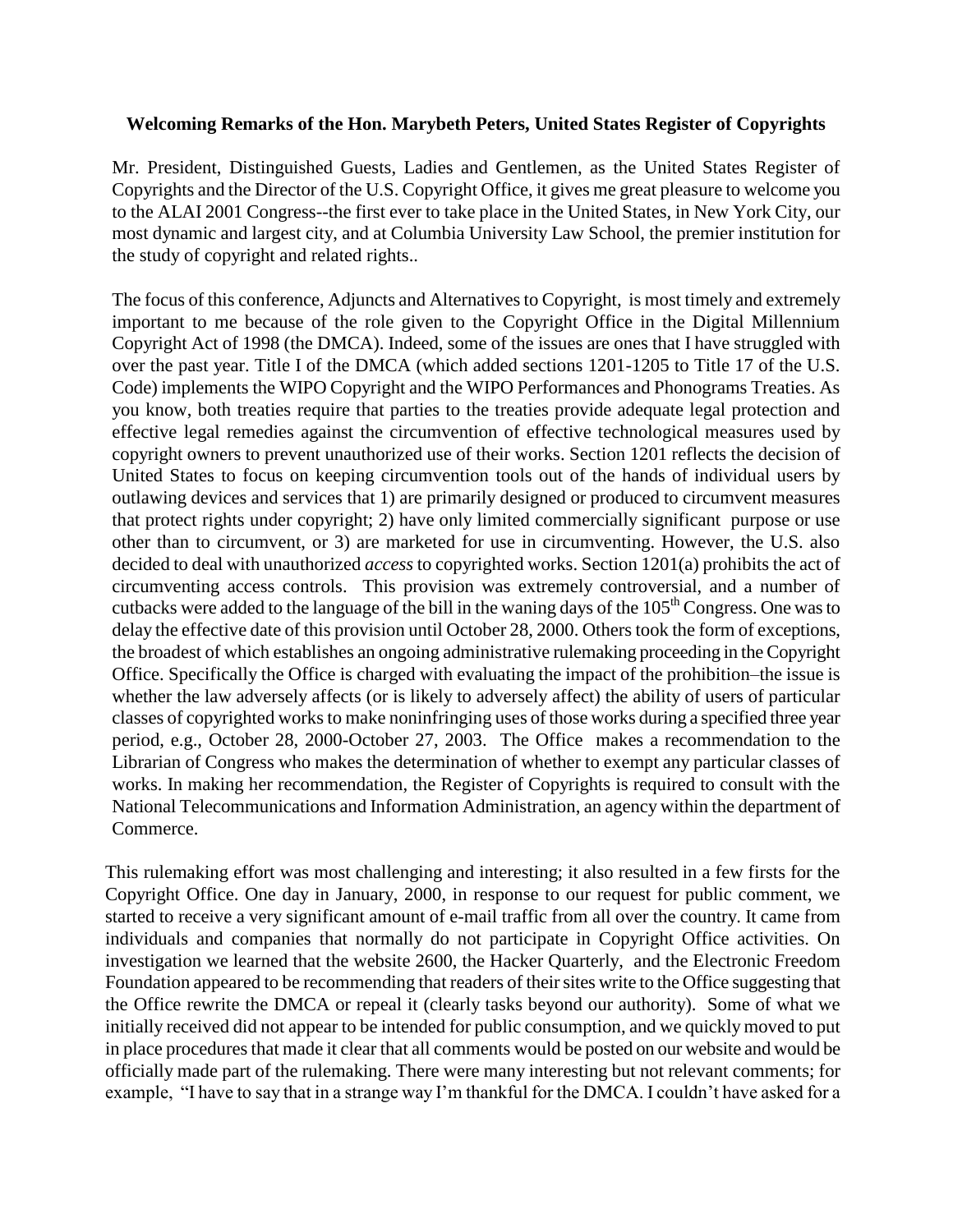**Welcoming Remarks of the Hon. Marybeth Peters, United States Register of Copyrights**

Mr. President, Distinguished Guests, Ladies and Gentlemen, as the United States Register of Copyrights and the Director of the U.S. Copyright Office, it gives me great pleasure to welcome you to the ALAI 2001 Congress--the first ever to take place in the United States, in New York City, our most dynamic and largest city, and at Columbia University Law School, the premier institution for the study of copyright and related rights..

The focus of this conference, Adjuncts and Alternatives to Copyright, is most timely and extremely important to me because of the role given to the Copyright Office in the Digital Millennium Copyright Act of 1998 (the DMCA). Indeed, some of the issues are ones that I have struggled with over the past year. Title I of the DMCA (which added sections 1201-1205 to Title 17 of the U.S. Code) implements the WIPO Copyright and the WIPO Performances and Phonograms Treaties. As you know, both treaties require that parties to the treaties provide adequate legal protection and effective legal remedies against the circumvention of effective technological measures used by copyright owners to prevent unauthorized use of their works. Section 1201 reflects the decision of United States to focus on keeping circumvention tools out of the hands of individual users by outlawing devices and services that 1) are primarily designed or produced to circumvent measures that protect rights under copyright; 2) have only limited commercially significant purpose or use other than to circumvent, or 3) are marketed for use in circumventing. However, the U.S. also decided to deal with unauthorized *access* to copyrighted works. Section 1201(a) prohibits the act of circumventing access controls. This provision was extremely controversial, and a number of cutbacks were added to the language of the bill in the waning days of the 105th Congress. One was to delay the effective date of this provision until October 28, 2000. Others took the form of exceptions, the broadest of which establishes an ongoing administrative rulemaking proceeding in the Copyright Office. Specifically the Office is charged with evaluating the impact of the prohibition–the issue is whether the law adversely affects (or is likely to adversely affect) the ability of users of particular classes of copyrighted works to make noninfringing uses of those works during a specified three year period, e.g., October 28, 2000-October 27, 2003. The Office makes a recommendation to the Librarian of Congress who makes the determination of whether to exempt any particular classes of works. In making her recommendation, the Register of Copyrights is required to consult with the National Telecommunications and Information Administration, an agency within the department of Commerce.

This rulemaking effort was most challenging and interesting; it also resulted in a few firsts for the Copyright Office. One day in January, 2000, in response to our request for public comment, we started to receive a very significant amount of e-mail traffic from all over the country. It came from individuals and companies that normally do not participate in Copyright Office activities. On investigation we learned that the website 2600, the Hacker Quarterly, and the Electronic Freedom Foundation appeared to be recommending that readers of their sites write to the Office suggesting that the Office rewrite the DMCA or repeal it (clearly tasks beyond our authority). Some of what we initially received did not appear to be intended for public consumption, and we quickly moved to put in place procedures that made it clear that all comments would be posted on our website and would be officially made part of the rulemaking. There were many interesting but not relevant comments; for example, "I have to say that in a strange way I'm thankful for the DMCA. I couldn't have asked for a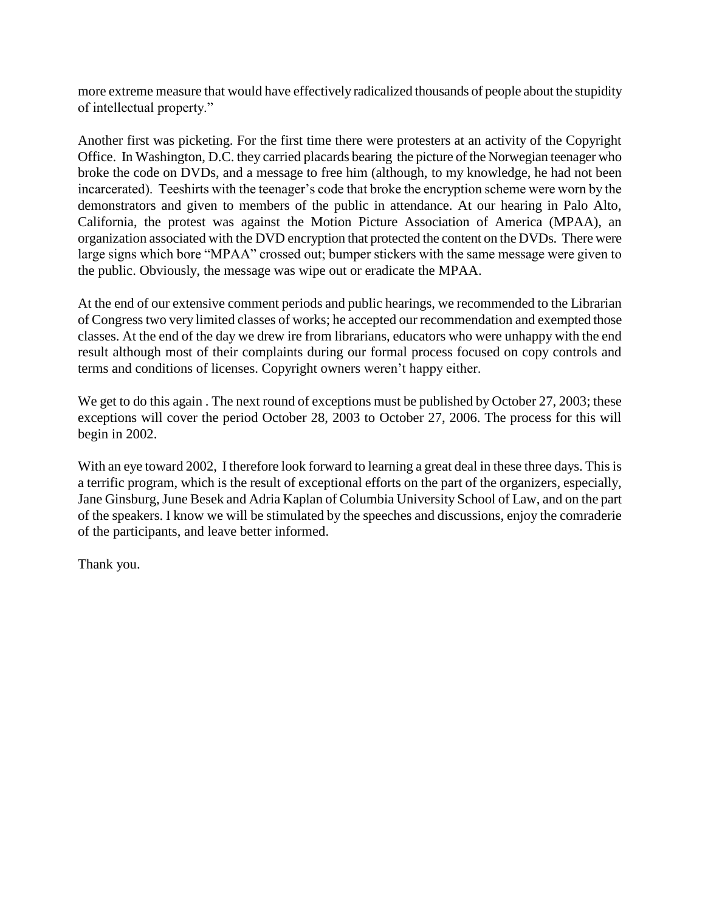more extreme measure that would have effectively radicalized thousands of people about the stupidity of intellectual property."

Another first was picketing. For the first time there were protesters at an activity of the Copyright Office. In Washington, D.C. they carried placards bearing the picture of the Norwegian teenager who broke the code on DVDs, and a message to free him (although, to my knowledge, he had not been incarcerated). Teeshirts with the teenager's code that broke the encryption scheme were worn by the demonstrators and given to members of the public in attendance. At our hearing in Palo Alto, California, the protest was against the Motion Picture Association of America (MPAA), an organization associated with the DVD encryption that protected the content on the DVDs. There were large signs which bore "MPAA" crossed out; bumper stickers with the same message were given to the public. Obviously, the message was wipe out or eradicate the MPAA.

At the end of our extensive comment periods and public hearings, we recommended to the Librarian of Congress two very limited classes of works; he accepted our recommendation and exempted those classes. At the end of the day we drew ire from librarians, educators who were unhappy with the end result although most of their complaints during our formal process focused on copy controls and terms and conditions of licenses. Copyright owners weren't happy either.

We get to do this again . The next round of exceptions must be published by October 27, 2003; these exceptions will cover the period October 28, 2003 to October 27, 2006. The process for this will begin in 2002.

With an eye toward 2002, I therefore look forward to learning a great deal in these three days. This is a terrific program, which is the result of exceptional efforts on the part of the organizers, especially, Jane Ginsburg, June Besek and Adria Kaplan of Columbia University School of Law, and on the part of the speakers. I know we will be stimulated by the speeches and discussions, enjoy the comraderie of the participants, and leave better informed.

Thank you.